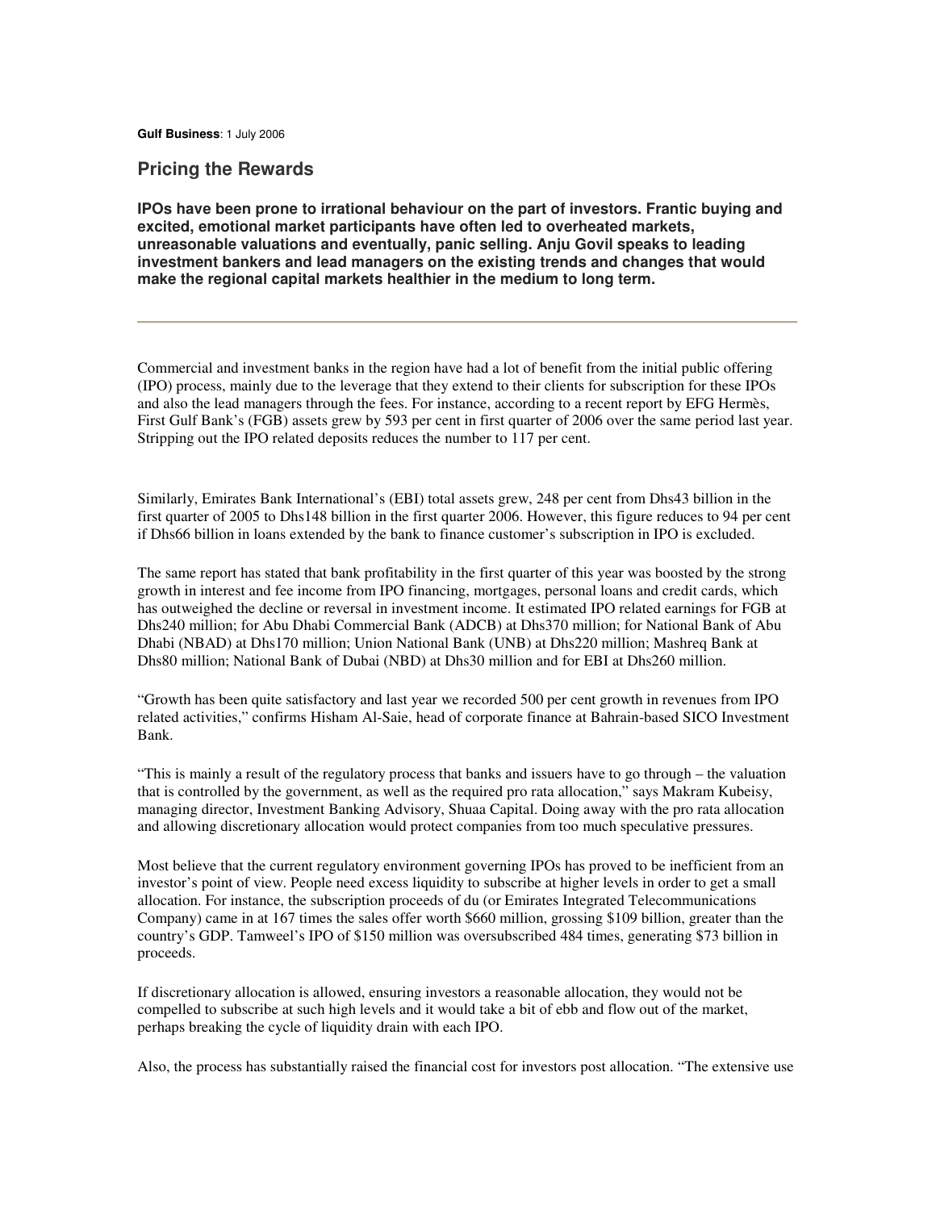**Gulf Business**: 1 July 2006

## Pricing the Rewards

**IPOs have been prone to irrational behaviour on the part of investors. Frantic buying and excited, emotional market participants have often led to overheated markets, unreasonable valuations and eventually, panic selling. Anju Govil speaks to leading investment bankers and lead managers on the existing trends and changes that would make the regional capital markets healthier in the medium to long term.**

---

Commercial and investment banks in the region have had a lot of benefit from the initial public offering (IPO) process, mainly due to the leverage that they extend to their clients for subscription for these IPOs and also the lead managers through the fees. For instance, according to a recent report by EFG Hermès, First Gulf Bank's (FGB) assets grew by 593 per cent in first quarter of 2006 over the same period last year. Stripping out the IPO related deposits reduces the number to 117 per cent.

Similarly, Emirates Bank International's (EBI) total assets grew, 248 per cent from Dhs43 billion in the first quarter of 2005 to Dhs148 billion in the first quarter 2006. However, this figure reduces to 94 per cent if Dhs66 billion in loans extended by the bank to finance customer's subscription in IPO is excluded.

The same report has stated that bank profitability in the first quarter of this year was boosted by the strong growth in interest and fee income from IPO financing, mortgages, personal loans and credit cards, which has outweighed the decline or reversal in investment income. It estimated IPO related earnings for FGB at Dhs240 million; for Abu Dhabi Commercial Bank (ADCB) at Dhs370 million; for National Bank of Abu Dhabi (NBAD) at Dhs170 million; Union National Bank (UNB) at Dhs220 million; Mashreq Bank at Dhs80 million; National Bank of Dubai (NBD) at Dhs30 million and for EBI at Dhs260 million.

"Growth has been quite satisfactory and last year we recorded 500 per cent growth in revenues from IPO related activities," confirms Hisham Al-Saie, head of corporate finance at Bahrain-based SICO Investment Bank.

"This is mainly a result of the regulatory process that banks and issuers have to go through – the valuation that is controlled by the government, as well as the required pro rata allocation," says Makram Kubeisy, managing director, Investment Banking Advisory, Shuaa Capital. Doing away with the pro rata allocation and allowing discretionary allocation would protect companies from too much speculative pressures.

Most believe that the current regulatory environment governing IPOs has proved to be inefficient from an investor's point of view. People need excess liquidity to subscribe at higher levels in order to get a small allocation. For instance, the subscription proceeds of du (or Emirates Integrated Telecommunications Company) came in at 167 times the sales offer worth $660 million, grossing $109 billion, greater than the country's GDP. Tamweel's IPO of $150 million was oversubscribed 484 times, generating $73 billion in proceeds.

If discretionary allocation is allowed, ensuring investors a reasonable allocation, they would not be compelled to subscribe at such high levels and it would take a bit of ebb and flow out of the market, perhaps breaking the cycle of liquidity drain with each IPO.

Also, the process has substantially raised the financial cost for investors post allocation. "The extensive use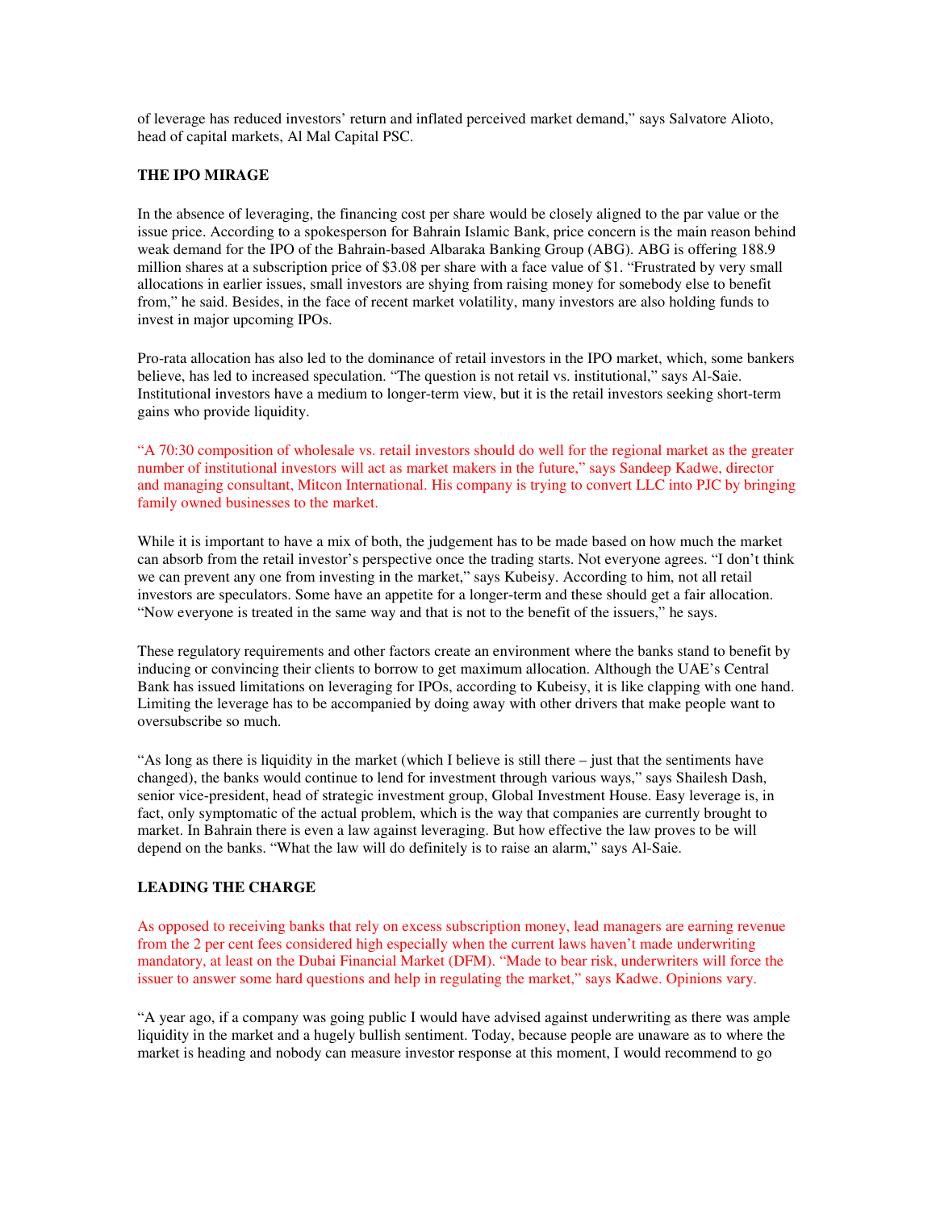of leverage has reduced investors' return and inflated perceived market demand," says Salvatore Alioto, head of capital markets, Al Mal Capital PSC.

## THE IPO MIRAGE

In the absence of leveraging, the financing cost per share would be closely aligned to the par value or the issue price. According to a spokesperson for Bahrain Islamic Bank, price concern is the main reason behind weak demand for the IPO of the Bahrain-based Albaraka Banking Group (ABG). ABG is offering 188.9 million shares at a subscription price of $3.08 per share with a face value of $1. "Frustrated by very small allocations in earlier issues, small investors are shying from raising money for somebody else to benefit from," he said. Besides, in the face of recent market volatility, many investors are also holding funds to invest in major upcoming IPOs.

Pro-rata allocation has also led to the dominance of retail investors in the IPO market, which, some bankers believe, has led to increased speculation. "The question is not retail vs. institutional," says Al-Saie. Institutional investors have a medium to longer-term view, but it is the retail investors seeking short-term gains who provide liquidity.

"A 70:30 composition of wholesale vs. retail investors should do well for the regional market as the greater number of institutional investors will act as market makers in the future," says Sandeep Kadwe, director and managing consultant, Mitcon International. His company is trying to convert LLC into PJC by bringing family owned businesses to the market.

While it is important to have a mix of both, the judgement has to be made based on how much the market can absorb from the retail investor's perspective once the trading starts. Not everyone agrees. "I don't think we can prevent any one from investing in the market," says Kubeisy. According to him, not all retail investors are speculators. Some have an appetite for a longer-term and these should get a fair allocation. "Now everyone is treated in the same way and that is not to the benefit of the issuers," he says.

These regulatory requirements and other factors create an environment where the banks stand to benefit by inducing or convincing their clients to borrow to get maximum allocation. Although the UAE's Central Bank has issued limitations on leveraging for IPOs, according to Kubeisy, it is like clapping with one hand. Limiting the leverage has to be accompanied by doing away with other drivers that make people want to oversubscribe so much.

"As long as there is liquidity in the market (which I believe is still there – just that the sentiments have changed), the banks would continue to lend for investment through various ways," says Shailesh Dash, senior vice-president, head of strategic investment group, Global Investment House. Easy leverage is, in fact, only symptomatic of the actual problem, which is the way that companies are currently brought to market. In Bahrain there is even a law against leveraging. But how effective the law proves to be will depend on the banks. "What the law will do definitely is to raise an alarm," says Al-Saie.

## LEADING THE CHARGE

As opposed to receiving banks that rely on excess subscription money, lead managers are earning revenue from the 2 per cent fees considered high especially when the current laws haven't made underwriting mandatory, at least on the Dubai Financial Market (DFM). "Made to bear risk, underwriters will force the issuer to answer some hard questions and help in regulating the market," says Kadwe. Opinions vary.

"A year ago, if a company was going public I would have advised against underwriting as there was ample liquidity in the market and a hugely bullish sentiment. Today, because people are unaware as to where the market is heading and nobody can measure investor response at this moment, I would recommend to go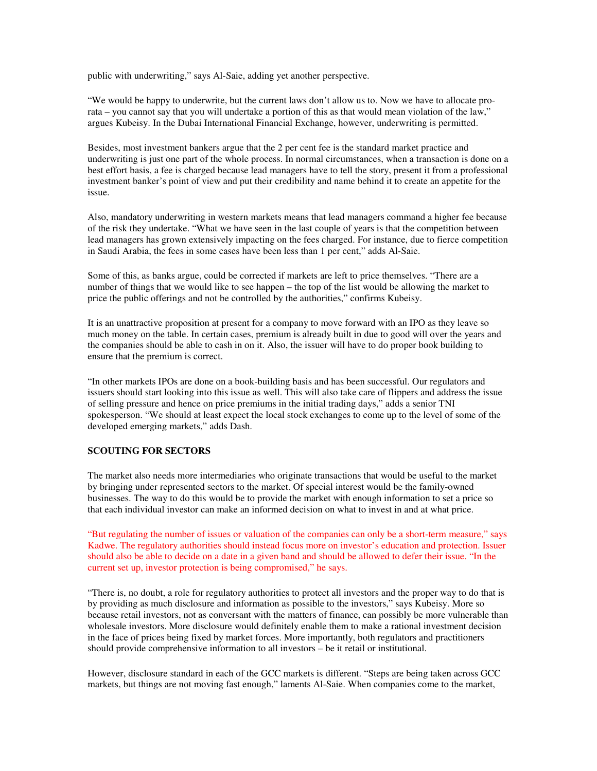public with underwriting," says Al-Saie, adding yet another perspective.

"We would be happy to underwrite, but the current laws don't allow us to. Now we have to allocate pro-rata – you cannot say that you will undertake a portion of this as that would mean violation of the law," argues Kubeisy. In the Dubai International Financial Exchange, however, underwriting is permitted.

Besides, most investment bankers argue that the 2 per cent fee is the standard market practice and underwriting is just one part of the whole process. In normal circumstances, when a transaction is done on a best effort basis, a fee is charged because lead managers have to tell the story, present it from a professional investment banker's point of view and put their credibility and name behind it to create an appetite for the issue.

Also, mandatory underwriting in western markets means that lead managers command a higher fee because of the risk they undertake. "What we have seen in the last couple of years is that the competition between lead managers has grown extensively impacting on the fees charged. For instance, due to fierce competition in Saudi Arabia, the fees in some cases have been less than 1 per cent," adds Al-Saie.

Some of this, as banks argue, could be corrected if markets are left to price themselves. "There are a number of things that we would like to see happen – the top of the list would be allowing the market to price the public offerings and not be controlled by the authorities," confirms Kubeisy.

It is an unattractive proposition at present for a company to move forward with an IPO as they leave so much money on the table. In certain cases, premium is already built in due to good will over the years and the companies should be able to cash in on it. Also, the issuer will have to do proper book building to ensure that the premium is correct.

"In other markets IPOs are done on a book-building basis and has been successful. Our regulators and issuers should start looking into this issue as well. This will also take care of flippers and address the issue of selling pressure and hence on price premiums in the initial trading days," adds a senior TNI spokesperson. "We should at least expect the local stock exchanges to come up to the level of some of the developed emerging markets," adds Dash.

**SCOUTING FOR SECTORS**

The market also needs more intermediaries who originate transactions that would be useful to the market by bringing under represented sectors to the market. Of special interest would be the family-owned businesses. The way to do this would be to provide the market with enough information to set a price so that each individual investor can make an informed decision on what to invest in and at what price.

"But regulating the number of issues or valuation of the companies can only be a short-term measure," says Kadwe. The regulatory authorities should instead focus more on investor's education and protection. Issuer should also be able to decide on a date in a given band and should be allowed to defer their issue. "In the current set up, investor protection is being compromised," he says.

"There is, no doubt, a role for regulatory authorities to protect all investors and the proper way to do that is by providing as much disclosure and information as possible to the investors," says Kubeisy. More so because retail investors, not as conversant with the matters of finance, can possibly be more vulnerable than wholesale investors. More disclosure would definitely enable them to make a rational investment decision in the face of prices being fixed by market forces. More importantly, both regulators and practitioners should provide comprehensive information to all investors – be it retail or institutional.

However, disclosure standard in each of the GCC markets is different. "Steps are being taken across GCC markets, but things are not moving fast enough," laments Al-Saie. When companies come to the market,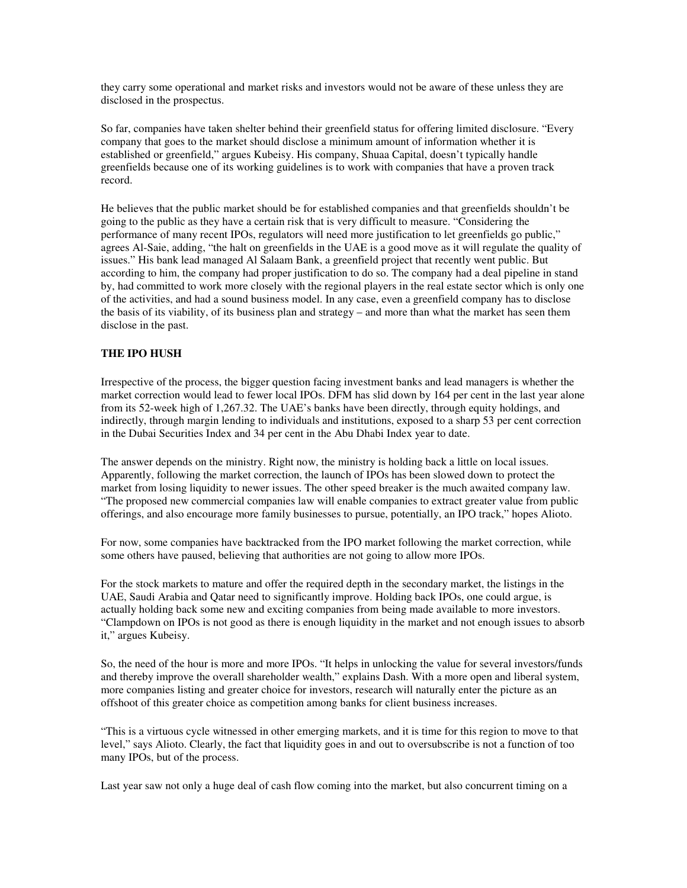they carry some operational and market risks and investors would not be aware of these unless they are disclosed in the prospectus.

So far, companies have taken shelter behind their greenfield status for offering limited disclosure. "Every company that goes to the market should disclose a minimum amount of information whether it is established or greenfield," argues Kubeisy. His company, Shuaa Capital, doesn't typically handle greenfields because one of its working guidelines is to work with companies that have a proven track record.

He believes that the public market should be for established companies and that greenfields shouldn't be going to the public as they have a certain risk that is very difficult to measure. "Considering the performance of many recent IPOs, regulators will need more justification to let greenfields go public," agrees Al-Saie, adding, "the halt on greenfields in the UAE is a good move as it will regulate the quality of issues." His bank lead managed Al Salaam Bank, a greenfield project that recently went public. But according to him, the company had proper justification to do so. The company had a deal pipeline in stand by, had committed to work more closely with the regional players in the real estate sector which is only one of the activities, and had a sound business model. In any case, even a greenfield company has to disclose the basis of its viability, of its business plan and strategy – and more than what the market has seen them disclose in the past.

**THE IPO HUSH**

Irrespective of the process, the bigger question facing investment banks and lead managers is whether the market correction would lead to fewer local IPOs. DFM has slid down by 164 per cent in the last year alone from its 52-week high of 1,267.32. The UAE's banks have been directly, through equity holdings, and indirectly, through margin lending to individuals and institutions, exposed to a sharp 53 per cent correction in the Dubai Securities Index and 34 per cent in the Abu Dhabi Index year to date.

The answer depends on the ministry. Right now, the ministry is holding back a little on local issues. Apparently, following the market correction, the launch of IPOs has been slowed down to protect the market from losing liquidity to newer issues. The other speed breaker is the much awaited company law. "The proposed new commercial companies law will enable companies to extract greater value from public offerings, and also encourage more family businesses to pursue, potentially, an IPO track," hopes Alioto.

For now, some companies have backtracked from the IPO market following the market correction, while some others have paused, believing that authorities are not going to allow more IPOs.

For the stock markets to mature and offer the required depth in the secondary market, the listings in the UAE, Saudi Arabia and Qatar need to significantly improve. Holding back IPOs, one could argue, is actually holding back some new and exciting companies from being made available to more investors. "Clampdown on IPOs is not good as there is enough liquidity in the market and not enough issues to absorb it," argues Kubeisy.

So, the need of the hour is more and more IPOs. "It helps in unlocking the value for several investors/funds and thereby improve the overall shareholder wealth," explains Dash. With a more open and liberal system, more companies listing and greater choice for investors, research will naturally enter the picture as an offshoot of this greater choice as competition among banks for client business increases.

"This is a virtuous cycle witnessed in other emerging markets, and it is time for this region to move to that level," says Alioto. Clearly, the fact that liquidity goes in and out to oversubscribe is not a function of too many IPOs, but of the process.

Last year saw not only a huge deal of cash flow coming into the market, but also concurrent timing on a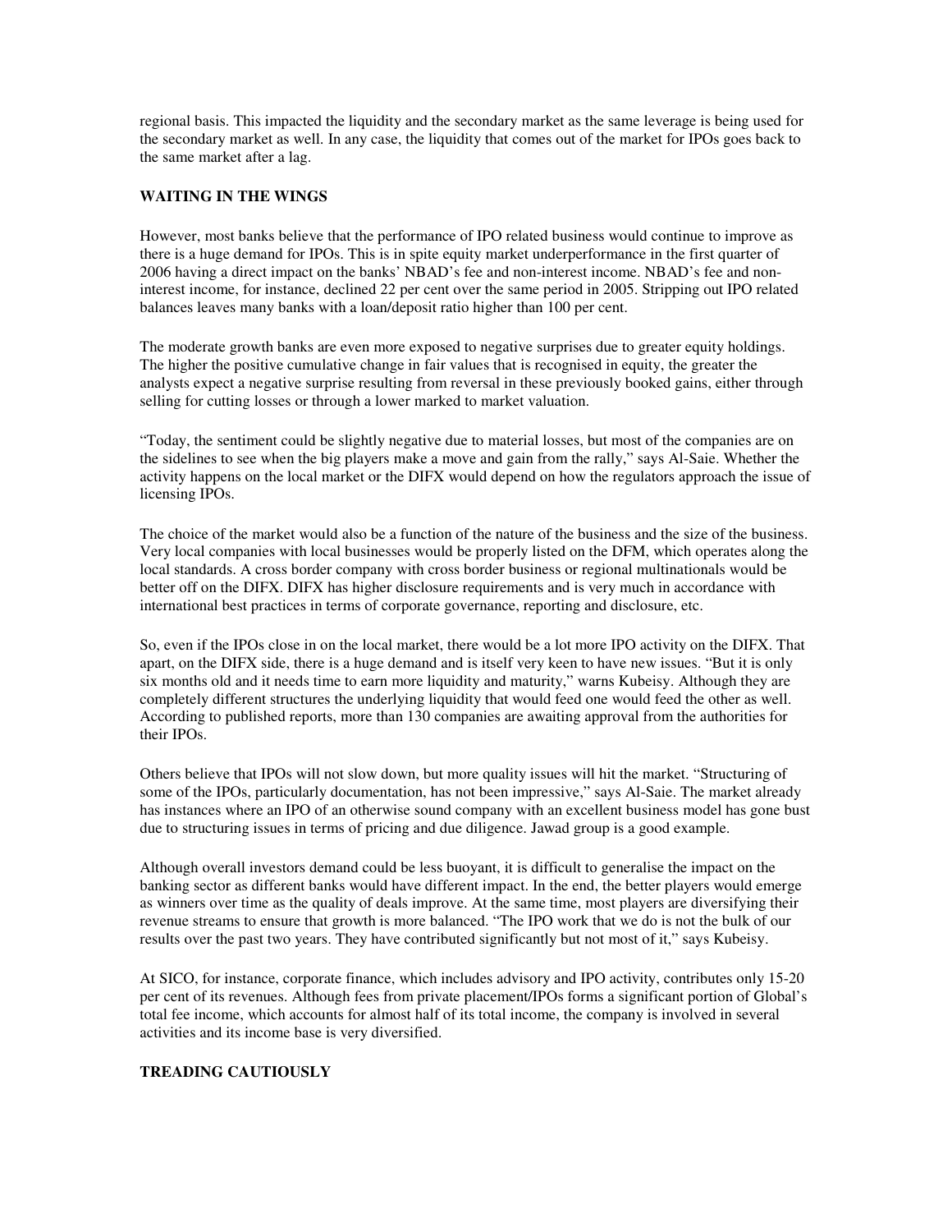regional basis. This impacted the liquidity and the secondary market as the same leverage is being used for the secondary market as well. In any case, the liquidity that comes out of the market for IPOs goes back to the same market after a lag.

**WAITING IN THE WINGS**

However, most banks believe that the performance of IPO related business would continue to improve as there is a huge demand for IPOs. This is in spite equity market underperformance in the first quarter of 2006 having a direct impact on the banks' NBAD's fee and non-interest income. NBAD's fee and non-interest income, for instance, declined 22 per cent over the same period in 2005. Stripping out IPO related balances leaves many banks with a loan/deposit ratio higher than 100 per cent.

The moderate growth banks are even more exposed to negative surprises due to greater equity holdings. The higher the positive cumulative change in fair values that is recognised in equity, the greater the analysts expect a negative surprise resulting from reversal in these previously booked gains, either through selling for cutting losses or through a lower marked to market valuation.

"Today, the sentiment could be slightly negative due to material losses, but most of the companies are on the sidelines to see when the big players make a move and gain from the rally," says Al-Saie. Whether the activity happens on the local market or the DIFX would depend on how the regulators approach the issue of licensing IPOs.

The choice of the market would also be a function of the nature of the business and the size of the business. Very local companies with local businesses would be properly listed on the DFM, which operates along the local standards. A cross border company with cross border business or regional multinationals would be better off on the DIFX. DIFX has higher disclosure requirements and is very much in accordance with international best practices in terms of corporate governance, reporting and disclosure, etc.

So, even if the IPOs close in on the local market, there would be a lot more IPO activity on the DIFX. That apart, on the DIFX side, there is a huge demand and is itself very keen to have new issues. "But it is only six months old and it needs time to earn more liquidity and maturity," warns Kubeisy. Although they are completely different structures the underlying liquidity that would feed one would feed the other as well. According to published reports, more than 130 companies are awaiting approval from the authorities for their IPOs.

Others believe that IPOs will not slow down, but more quality issues will hit the market. "Structuring of some of the IPOs, particularly documentation, has not been impressive," says Al-Saie. The market already has instances where an IPO of an otherwise sound company with an excellent business model has gone bust due to structuring issues in terms of pricing and due diligence. Jawad group is a good example.

Although overall investors demand could be less buoyant, it is difficult to generalise the impact on the banking sector as different banks would have different impact. In the end, the better players would emerge as winners over time as the quality of deals improve. At the same time, most players are diversifying their revenue streams to ensure that growth is more balanced. "The IPO work that we do is not the bulk of our results over the past two years. They have contributed significantly but not most of it," says Kubeisy.

At SICO, for instance, corporate finance, which includes advisory and IPO activity, contributes only 15-20 per cent of its revenues. Although fees from private placement/IPOs forms a significant portion of Global's total fee income, which accounts for almost half of its total income, the company is involved in several activities and its income base is very diversified.

**TREADING CAUTIOUSLY**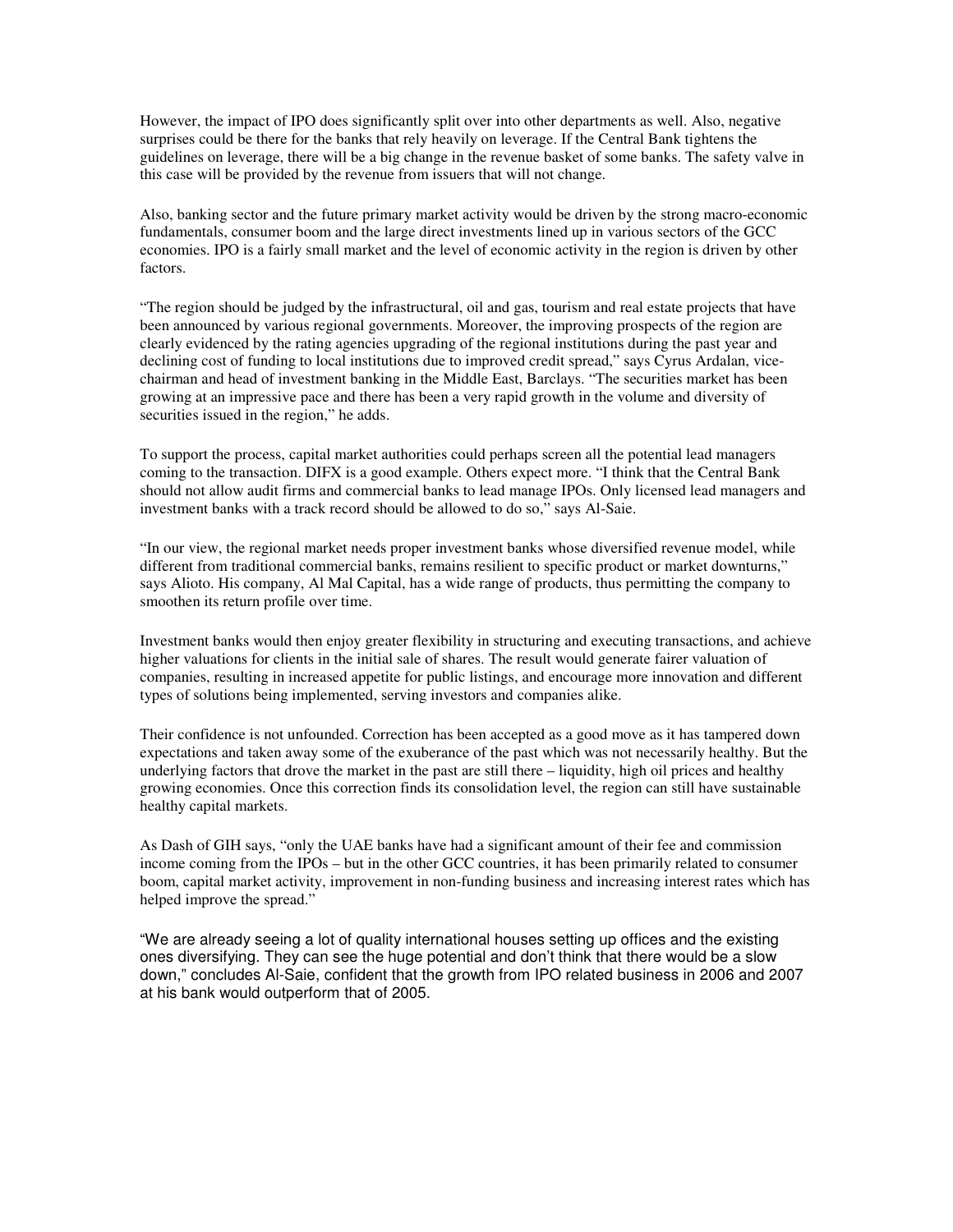However, the impact of IPO does significantly split over into other departments as well. Also, negative surprises could be there for the banks that rely heavily on leverage. If the Central Bank tightens the guidelines on leverage, there will be a big change in the revenue basket of some banks. The safety valve in this case will be provided by the revenue from issuers that will not change.

Also, banking sector and the future primary market activity would be driven by the strong macro-economic fundamentals, consumer boom and the large direct investments lined up in various sectors of the GCC economies. IPO is a fairly small market and the level of economic activity in the region is driven by other factors.

"The region should be judged by the infrastructural, oil and gas, tourism and real estate projects that have been announced by various regional governments. Moreover, the improving prospects of the region are clearly evidenced by the rating agencies upgrading of the regional institutions during the past year and declining cost of funding to local institutions due to improved credit spread," says Cyrus Ardalan, vice-chairman and head of investment banking in the Middle East, Barclays. "The securities market has been growing at an impressive pace and there has been a very rapid growth in the volume and diversity of securities issued in the region," he adds.

To support the process, capital market authorities could perhaps screen all the potential lead managers coming to the transaction. DIFX is a good example. Others expect more. "I think that the Central Bank should not allow audit firms and commercial banks to lead manage IPOs. Only licensed lead managers and investment banks with a track record should be allowed to do so," says Al-Saie.

"In our view, the regional market needs proper investment banks whose diversified revenue model, while different from traditional commercial banks, remains resilient to specific product or market downturns," says Alioto. His company, Al Mal Capital, has a wide range of products, thus permitting the company to smoothen its return profile over time.

Investment banks would then enjoy greater flexibility in structuring and executing transactions, and achieve higher valuations for clients in the initial sale of shares. The result would generate fairer valuation of companies, resulting in increased appetite for public listings, and encourage more innovation and different types of solutions being implemented, serving investors and companies alike.

Their confidence is not unfounded. Correction has been accepted as a good move as it has tampered down expectations and taken away some of the exuberance of the past which was not necessarily healthy. But the underlying factors that drove the market in the past are still there – liquidity, high oil prices and healthy growing economies. Once this correction finds its consolidation level, the region can still have sustainable healthy capital markets.

As Dash of GIH says, "only the UAE banks have had a significant amount of their fee and commission income coming from the IPOs – but in the other GCC countries, it has been primarily related to consumer boom, capital market activity, improvement in non-funding business and increasing interest rates which has helped improve the spread."

"We are already seeing a lot of quality international houses setting up offices and the existing ones diversifying. They can see the huge potential and don't think that there would be a slow down," concludes Al-Saie, confident that the growth from IPO related business in 2006 and 2007 at his bank would outperform that of 2005.